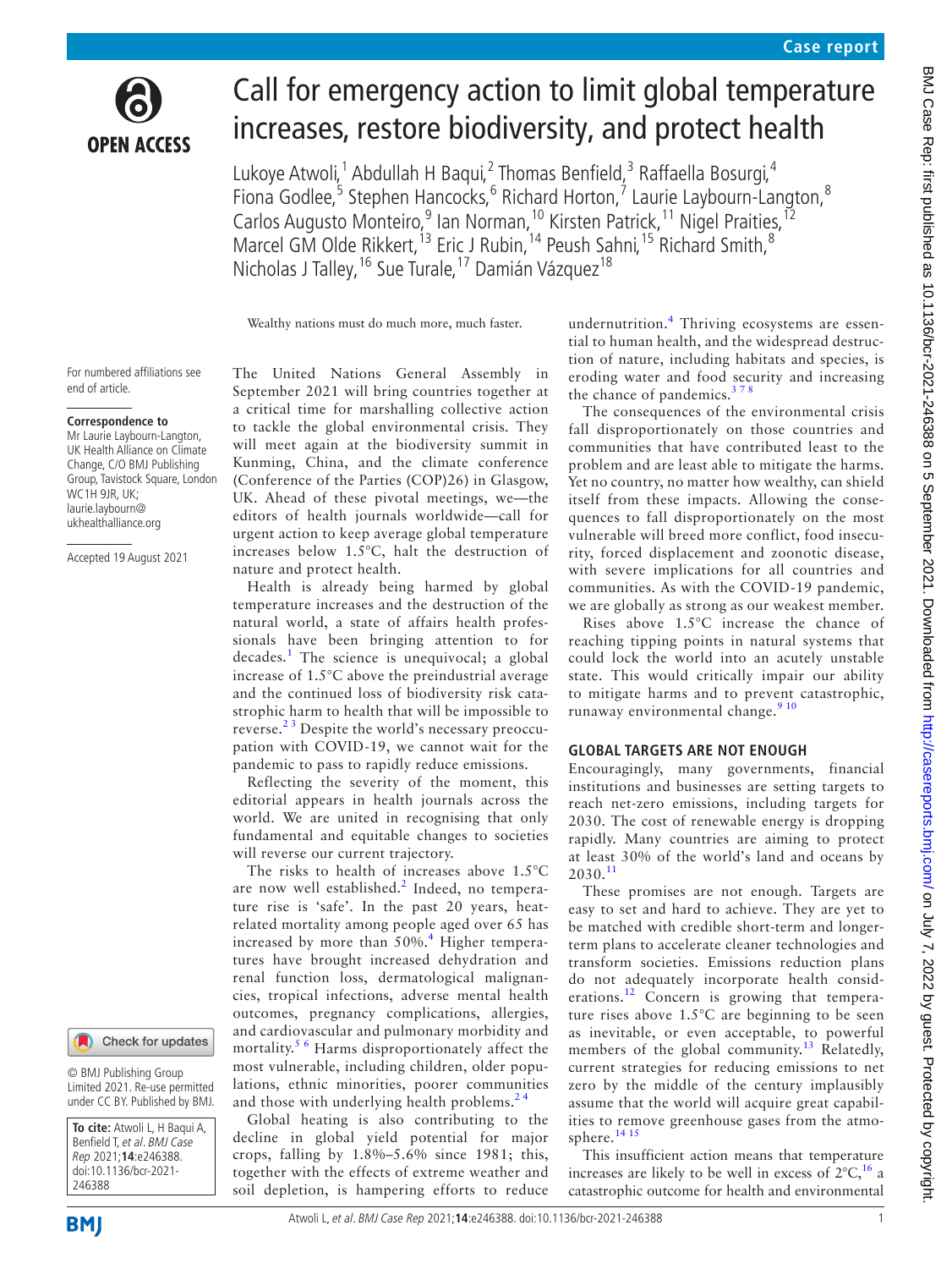# Call for emergency action to limit global temperature increases, restore biodiversity, and protect health

Lukoye Atwoli,[1] Abdullah H Baqui,[2] Thomas Benfield,[3] Raffaella Bosurgi,[4] Fiona Godlee,[5] Stephen Hancocks,[6] Richard Horton,[7] Laurie Laybourn-Langton,[8] Carlos Augusto Monteiro,[9] Ian Norman,[10] Kirsten Patrick,[11] Nigel Praities,[12] Marcel GM Olde Rikkert,[13] Eric J Rubin,[14] Peush Sahni,[15] Richard Smith,[8] Nicholas J Talley,[16] Sue Turale,[17] Damián Vázquez[18]

Wealthy nations must do much more, much faster.

For numbered affiliations see end of article.

**Correspondence to**
Mr Laurie Laybourn-Langton, UK Health Alliance on Climate Change, C/O BMJ Publishing Group, Tavistock Square, London WC1H 9JR, UK; laurie.laybourn@ukhealthalliance.org

Accepted 19 August 2021

© BMJ Publishing Group Limited 2021. Re-use permitted under CC BY. Published by BMJ.

**To cite:** Atwoli L, H Baqui A, Benfield T, *et al*. *BMJ Case Rep* 2021;**14**:e246388. doi:10.1136/bcr-2021-246388

The United Nations General Assembly in September 2021 will bring countries together at a critical time for marshalling collective action to tackle the global environmental crisis. They will meet again at the biodiversity summit in Kunming, China, and the climate conference (Conference of the Parties (COP)26) in Glasgow, UK. Ahead of these pivotal meetings, we—the editors of health journals worldwide—call for urgent action to keep average global temperature increases below 1.5°C, halt the destruction of nature and protect health.

Health is already being harmed by global temperature increases and the destruction of the natural world, a state of affairs health professionals have been bringing attention to for decades.[1] The science is unequivocal; a global increase of 1.5°C above the preindustrial average and the continued loss of biodiversity risk catastrophic harm to health that will be impossible to reverse.[2 3] Despite the world's necessary preoccupation with COVID-19, we cannot wait for the pandemic to pass to rapidly reduce emissions.

Reflecting the severity of the moment, this editorial appears in health journals across the world. We are united in recognising that only fundamental and equitable changes to societies will reverse our current trajectory.

The risks to health of increases above 1.5°C are now well established.[2] Indeed, no temperature rise is 'safe'. In the past 20 years, heat-related mortality among people aged over 65 has increased by more than 50%.[4] Higher temperatures have brought increased dehydration and renal function loss, dermatological malignancies, tropical infections, adverse mental health outcomes, pregnancy complications, allergies, and cardiovascular and pulmonary morbidity and mortality.[5 6] Harms disproportionately affect the most vulnerable, including children, older populations, ethnic minorities, poorer communities and those with underlying health problems.[2 4]

Global heating is also contributing to the decline in global yield potential for major crops, falling by 1.8%–5.6% since 1981; this, together with the effects of extreme weather and soil depletion, is hampering efforts to reduce undernutrition.[4] Thriving ecosystems are essential to human health, and the widespread destruction of nature, including habitats and species, is eroding water and food security and increasing the chance of pandemics.[3 7 8]

The consequences of the environmental crisis fall disproportionately on those countries and communities that have contributed least to the problem and are least able to mitigate the harms. Yet no country, no matter how wealthy, can shield itself from these impacts. Allowing the consequences to fall disproportionately on the most vulnerable will breed more conflict, food insecurity, forced displacement and zoonotic disease, with severe implications for all countries and communities. As with the COVID-19 pandemic, we are globally as strong as our weakest member.

Rises above 1.5°C increase the chance of reaching tipping points in natural systems that could lock the world into an acutely unstable state. This would critically impair our ability to mitigate harms and to prevent catastrophic, runaway environmental change.[9 10]

## GLOBAL TARGETS ARE NOT ENOUGH

Encouragingly, many governments, financial institutions and businesses are setting targets to reach net-zero emissions, including targets for 2030. The cost of renewable energy is dropping rapidly. Many countries are aiming to protect at least 30% of the world's land and oceans by 2030.[11]

These promises are not enough. Targets are easy to set and hard to achieve. They are yet to be matched with credible short-term and longer-term plans to accelerate cleaner technologies and transform societies. Emissions reduction plans do not adequately incorporate health considerations.[12] Concern is growing that temperature rises above 1.5°C are beginning to be seen as inevitable, or even acceptable, to powerful members of the global community.[13] Relatedly, current strategies for reducing emissions to net zero by the middle of the century implausibly assume that the world will acquire great capabilities to remove greenhouse gases from the atmosphere.[14 15]

This insufficient action means that temperature increases are likely to be well in excess of 2°C,[16] a catastrophic outcome for health and environmental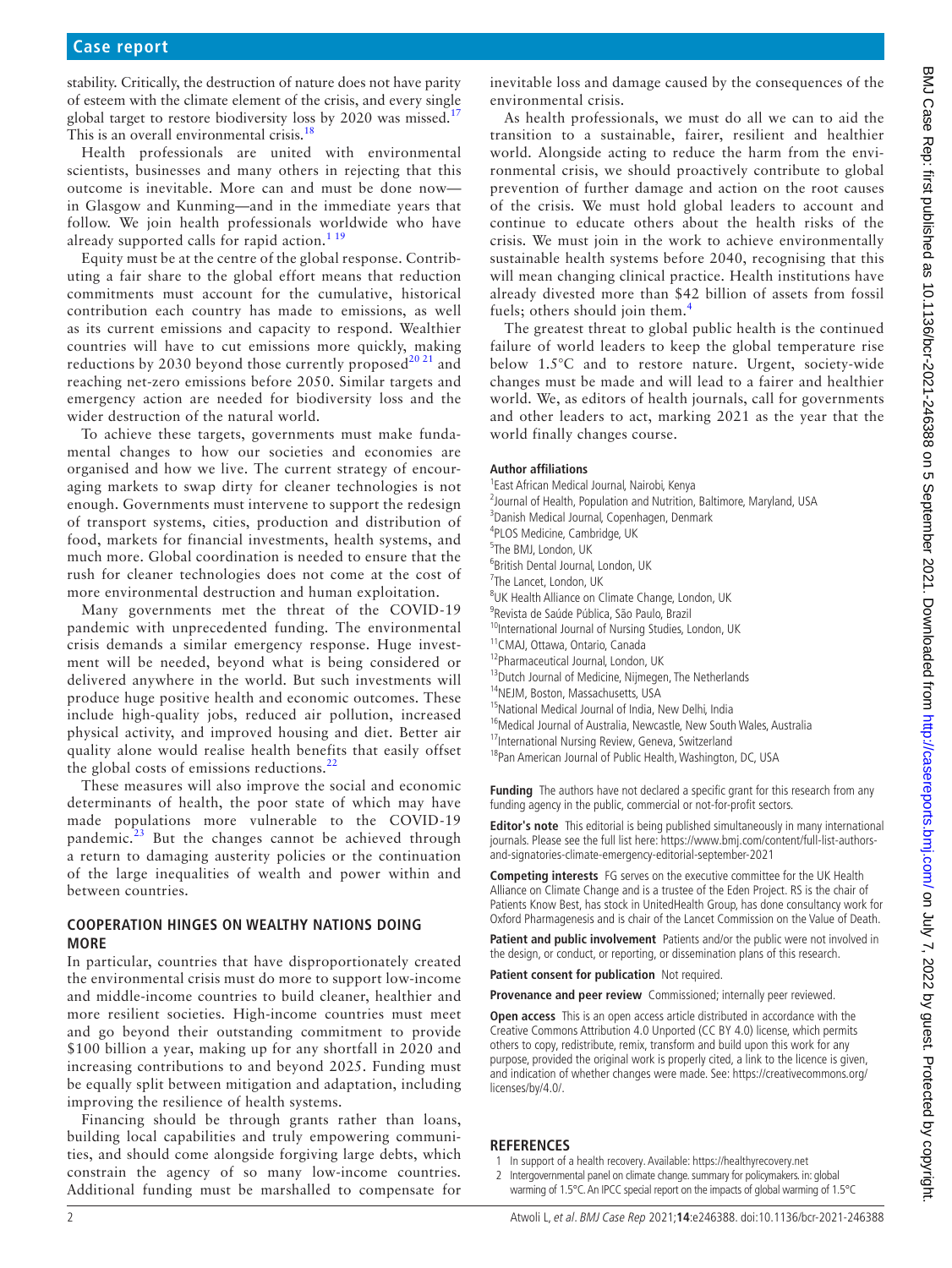stability. Critically, the destruction of nature does not have parity of esteem with the climate element of the crisis, and every single global target to restore biodiversity loss by 2020 was missed.[17] This is an overall environmental crisis.[18]

Health professionals are united with environmental scientists, businesses and many others in rejecting that this outcome is inevitable. More can and must be done now—in Glasgow and Kunming—and in the immediate years that follow. We join health professionals worldwide who have already supported calls for rapid action.[1 19]

Equity must be at the centre of the global response. Contributing a fair share to the global effort means that reduction commitments must account for the cumulative, historical contribution each country has made to emissions, as well as its current emissions and capacity to respond. Wealthier countries will have to cut emissions more quickly, making reductions by 2030 beyond those currently proposed[20 21] and reaching net-zero emissions before 2050. Similar targets and emergency action are needed for biodiversity loss and the wider destruction of the natural world.

To achieve these targets, governments must make fundamental changes to how our societies and economies are organised and how we live. The current strategy of encouraging markets to swap dirty for cleaner technologies is not enough. Governments must intervene to support the redesign of transport systems, cities, production and distribution of food, markets for financial investments, health systems, and much more. Global coordination is needed to ensure that the rush for cleaner technologies does not come at the cost of more environmental destruction and human exploitation.

Many governments met the threat of the COVID-19 pandemic with unprecedented funding. The environmental crisis demands a similar emergency response. Huge investment will be needed, beyond what is being considered or delivered anywhere in the world. But such investments will produce huge positive health and economic outcomes. These include high-quality jobs, reduced air pollution, increased physical activity, and improved housing and diet. Better air quality alone would realise health benefits that easily offset the global costs of emissions reductions.[22]

These measures will also improve the social and economic determinants of health, the poor state of which may have made populations more vulnerable to the COVID-19 pandemic.[23] But the changes cannot be achieved through a return to damaging austerity policies or the continuation of the large inequalities of wealth and power within and between countries.

## COOPERATION HINGES ON WEALTHY NATIONS DOING MORE

In particular, countries that have disproportionately created the environmental crisis must do more to support low-income and middle-income countries to build cleaner, healthier and more resilient societies. High-income countries must meet and go beyond their outstanding commitment to provide $100 billion a year, making up for any shortfall in 2020 and increasing contributions to and beyond 2025. Funding must be equally split between mitigation and adaptation, including improving the resilience of health systems.

Financing should be through grants rather than loans, building local capabilities and truly empowering communities, and should come alongside forgiving large debts, which constrain the agency of so many low-income countries. Additional funding must be marshalled to compensate for inevitable loss and damage caused by the consequences of the environmental crisis.

As health professionals, we must do all we can to aid the transition to a sustainable, fairer, resilient and healthier world. Alongside acting to reduce the harm from the environmental crisis, we should proactively contribute to global prevention of further damage and action on the root causes of the crisis. We must hold global leaders to account and continue to educate others about the health risks of the crisis. We must join in the work to achieve environmentally sustainable health systems before 2040, recognising that this will mean changing clinical practice. Health institutions have already divested more than $42 billion of assets from fossil fuels; others should join them.[4]

The greatest threat to global public health is the continued failure of world leaders to keep the global temperature rise below 1.5°C and to restore nature. Urgent, society-wide changes must be made and will lead to a fairer and healthier world. We, as editors of health journals, call for governments and other leaders to act, marking 2021 as the year that the world finally changes course.

**Author affiliations**
[1]East African Medical Journal, Nairobi, Kenya
[2]Journal of Health, Population and Nutrition, Baltimore, Maryland, USA
[3]Danish Medical Journal, Copenhagen, Denmark
[4]PLOS Medicine, Cambridge, UK
[5]The BMJ, London, UK
[6]British Dental Journal, London, UK
[7]The Lancet, London, UK
[8]UK Health Alliance on Climate Change, London, UK
[9]Revista de Saúde Pública, São Paulo, Brazil
[10]International Journal of Nursing Studies, London, UK
[11]CMAJ, Ottawa, Ontario, Canada
[12]Pharmaceutical Journal, London, UK
[13]Dutch Journal of Medicine, Nijmegen, The Netherlands
[14]NEJM, Boston, Massachusetts, USA
[15]National Medical Journal of India, New Delhi, India
[16]Medical Journal of Australia, Newcastle, New South Wales, Australia
[17]International Nursing Review, Geneva, Switzerland
[18]Pan American Journal of Public Health, Washington, DC, USA

**Funding** The authors have not declared a specific grant for this research from any funding agency in the public, commercial or not-for-profit sectors.

**Editor's note** This editorial is being published simultaneously in many international journals. Please see the full list here: https://www.bmj.com/content/full-list-authors-and-signatories-climate-emergency-editorial-september-2021

**Competing interests** FG serves on the executive committee for the UK Health Alliance on Climate Change and is a trustee of the Eden Project. RS is the chair of Patients Know Best, has stock in UnitedHealth Group, has done consultancy work for Oxford Pharmagenesis and is chair of the Lancet Commission on the Value of Death.

**Patient and public involvement** Patients and/or the public were not involved in the design, or conduct, or reporting, or dissemination plans of this research.

**Patient consent for publication** Not required.

**Provenance and peer review** Commissioned; internally peer reviewed.

**Open access** This is an open access article distributed in accordance with the Creative Commons Attribution 4.0 Unported (CC BY 4.0) license, which permits others to copy, redistribute, remix, transform and build upon this work for any purpose, provided the original work is properly cited, a link to the licence is given, and indication of whether changes were made. See: https://creativecommons.org/licenses/by/4.0/.

## REFERENCES

1. In support of a health recovery. Available: https://healthyrecovery.net
2. Intergovernmental panel on climate change. summary for policymakers. in: global warming of 1.5°C. An IPCC special report on the impacts of global warming of 1.5°C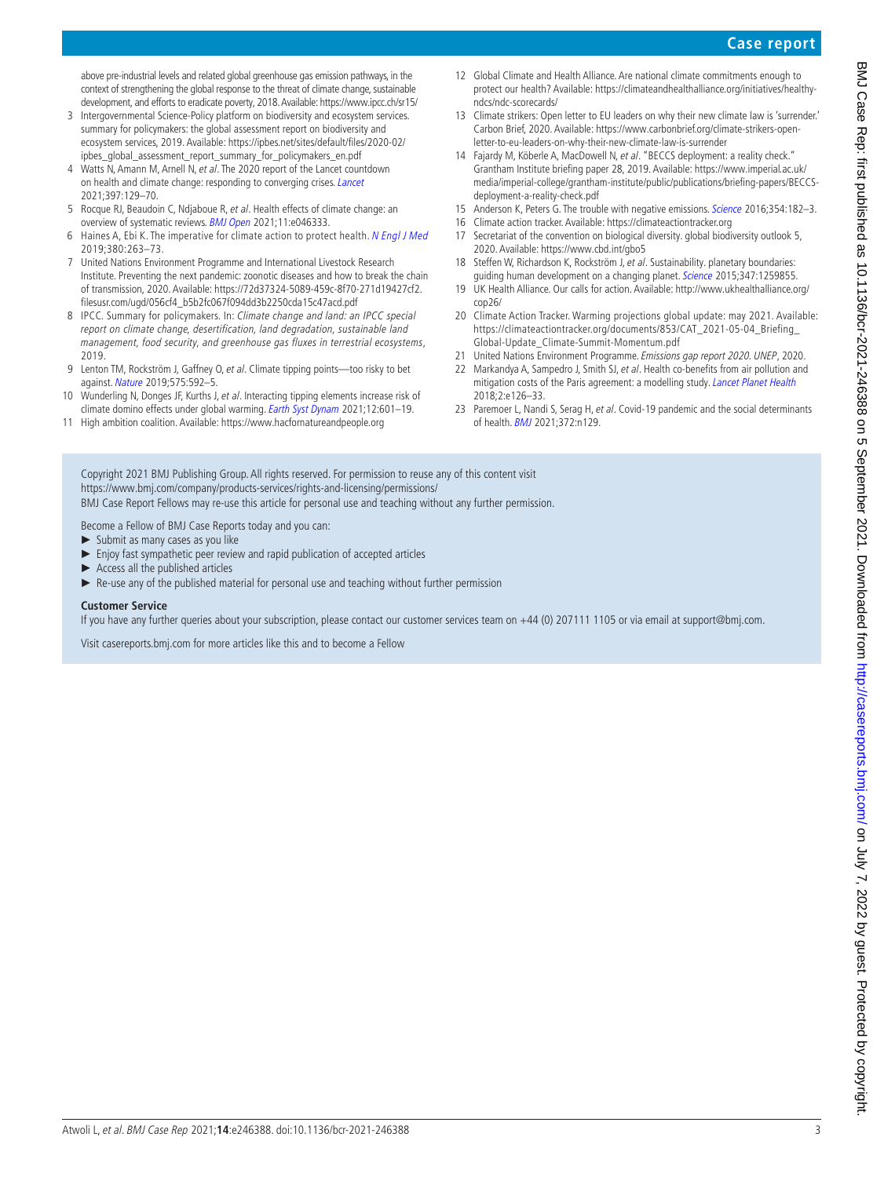above pre-industrial levels and related global greenhouse gas emission pathways, in the context of strengthening the global response to the threat of climate change, sustainable development, and efforts to eradicate poverty, 2018. Available: https://www.ipcc.ch/sr15/

3. Intergovernmental Science-Policy platform on biodiversity and ecosystem services. summary for policymakers: the global assessment report on biodiversity and ecosystem services, 2019. Available: https://ipbes.net/sites/default/files/2020-02/ipbes_global_assessment_report_summary_for_policymakers_en.pdf
4. Watts N, Amann M, Arnell N, *et al*. The 2020 report of the Lancet countdown on health and climate change: responding to converging crises. *Lancet* 2021;397:129–70.
5. Rocque RJ, Beaudoin C, Ndjaboue R, *et al*. Health effects of climate change: an overview of systematic reviews. *BMJ Open* 2021;11:e046333.
6. Haines A, Ebi K. The imperative for climate action to protect health. *N Engl J Med* 2019;380:263–73.
7. United Nations Environment Programme and International Livestock Research Institute. Preventing the next pandemic: zoonotic diseases and how to break the chain of transmission, 2020. Available: https://72d37324-5089-459c-8f70-271d19427cf2.filesusr.com/ugd/056cf4_b5b2fc067f094dd3b2250cda15c47acd.pdf
8. IPCC. Summary for policymakers. In: *Climate change and land: an IPCC special report on climate change, desertification, land degradation, sustainable land management, food security, and greenhouse gas fluxes in terrestrial ecosystems*, 2019.
9. Lenton TM, Rockström J, Gaffney O, *et al*. Climate tipping points—too risky to bet against. *Nature* 2019;575:592–5.
10. Wunderling N, Donges JF, Kurths J, *et al*. Interacting tipping elements increase risk of climate domino effects under global warming. *Earth Syst Dynam* 2021;12:601–19.
11. High ambition coalition. Available: https://www.hacfornatureandpeople.org
12. Global Climate and Health Alliance. Are national climate commitments enough to protect our health? Available: https://climateandhealthalliance.org/initiatives/healthy-ndcs/ndc-scorecards/
13. Climate strikers: Open letter to EU leaders on why their new climate law is 'surrender.' Carbon Brief, 2020. Available: https://www.carbonbrief.org/climate-strikers-open-letter-to-eu-leaders-on-why-their-new-climate-law-is-surrender
14. Fajardy M, Köberle A, MacDowell N, *et al*. "BECCS deployment: a reality check." Grantham Institute briefing paper 28, 2019. Available: https://www.imperial.ac.uk/media/imperial-college/grantham-institute/public/publications/briefing-papers/BECCS-deployment-a-reality-check.pdf
15. Anderson K, Peters G. The trouble with negative emissions. *Science* 2016;354:182–3.
16. Climate action tracker. Available: https://climateactiontracker.org
17. Secretariat of the convention on biological diversity. global biodiversity outlook 5, 2020. Available: https://www.cbd.int/gbo5
18. Steffen W, Richardson K, Rockström J, *et al*. Sustainability. planetary boundaries: guiding human development on a changing planet. *Science* 2015;347:1259855.
19. UK Health Alliance. Our calls for action. Available: http://www.ukhealthalliance.org/cop26/
20. Climate Action Tracker. Warming projections global update: may 2021. Available: https://climateactiontracker.org/documents/853/CAT_2021-05-04_Briefing_Global-Update_Climate-Summit-Momentum.pdf
21. United Nations Environment Programme. *Emissions gap report 2020. UNEP*, 2020.
22. Markandya A, Sampedro J, Smith SJ, *et al*. Health co-benefits from air pollution and mitigation costs of the Paris agreement: a modelling study. *Lancet Planet Health* 2018;2:e126–33.
23. Paremoer L, Nandi S, Serag H, *et al*. Covid-19 pandemic and the social determinants of health. *BMJ* 2021;372:n129.

Copyright 2021 BMJ Publishing Group. All rights reserved. For permission to reuse any of this content visit
https://www.bmj.com/company/products-services/rights-and-licensing/permissions/
BMJ Case Report Fellows may re-use this article for personal use and teaching without any further permission.

Become a Fellow of BMJ Case Reports today and you can:

- Submit as many cases as you like
- Enjoy fast sympathetic peer review and rapid publication of accepted articles
- Access all the published articles
- Re-use any of the published material for personal use and teaching without further permission

**Customer Service**

If you have any further queries about your subscription, please contact our customer services team on +44 (0) 207111 1105 or via email at support@bmj.com.

Visit casereports.bmj.com for more articles like this and to become a Fellow